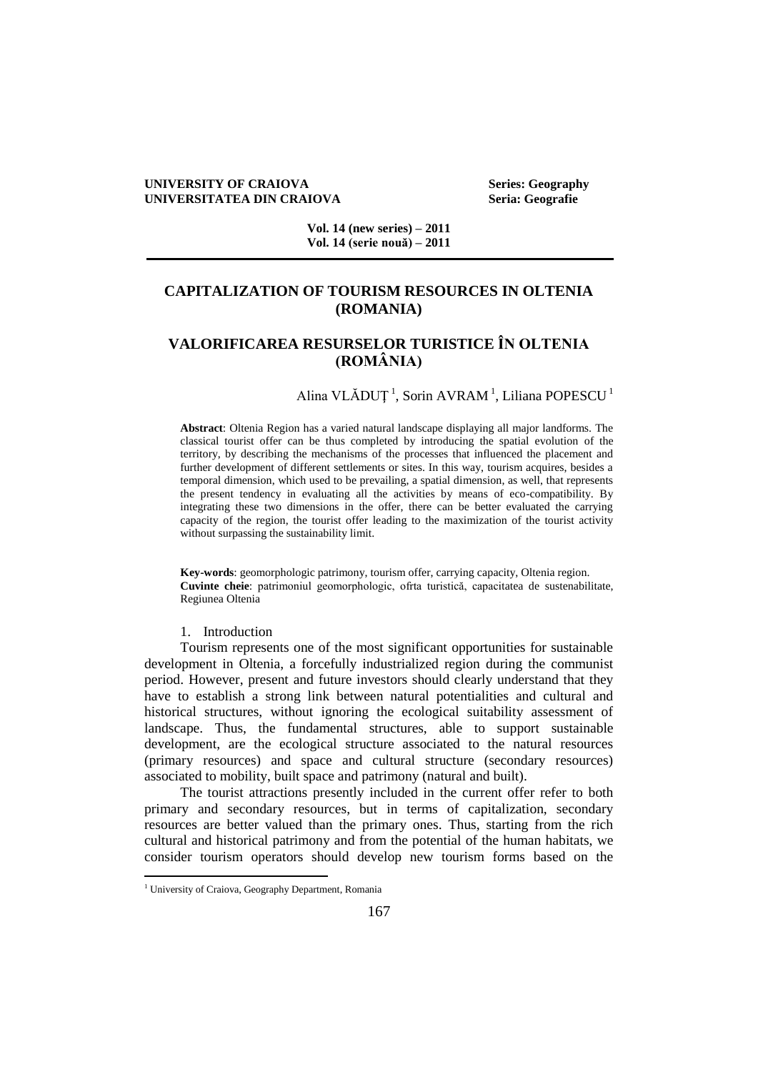**UNIVERSITY OF CRAIOVA** **Series: Geography**
**UNIVERSITATEA DIN CRAIOVA** **Seria: Geografie**

**Vol. 14 (new series) – 2011**
**Vol. 14 (serie nouă) – 2011**

# CAPITALIZATION OF TOURISM RESOURCES IN OLTENIA (ROMANIA)

# VALORIFICAREA RESURSELOR TURISTICE ÎN OLTENIA (ROMÂNIA)

Alina VLĂDUȚ [1], Sorin AVRAM [1], Liliana POPESCU [1]

**Abstract**: Oltenia Region has a varied natural landscape displaying all major landforms. The classical tourist offer can be thus completed by introducing the spatial evolution of the territory, by describing the mechanisms of the processes that influenced the placement and further development of different settlements or sites. In this way, tourism acquires, besides a temporal dimension, which used to be prevailing, a spatial dimension, as well, that represents the present tendency in evaluating all the activities by means of eco-compatibility. By integrating these two dimensions in the offer, there can be better evaluated the carrying capacity of the region, the tourist offer leading to the maximization of the tourist activity without surpassing the sustainability limit.

**Key-words**: geomorphologic patrimony, tourism offer, carrying capacity, Oltenia region.
**Cuvinte cheie**: patrimoniul geomorphologic, ofrta turistică, capacitatea de sustenabilitate, Regiunea Oltenia

## 1. Introduction

Tourism represents one of the most significant opportunities for sustainable development in Oltenia, a forcefully industrialized region during the communist period. However, present and future investors should clearly understand that they have to establish a strong link between natural potentialities and cultural and historical structures, without ignoring the ecological suitability assessment of landscape. Thus, the fundamental structures, able to support sustainable development, are the ecological structure associated to the natural resources (primary resources) and space and cultural structure (secondary resources) associated to mobility, built space and patrimony (natural and built).

The tourist attractions presently included in the current offer refer to both primary and secondary resources, but in terms of capitalization, secondary resources are better valued than the primary ones. Thus, starting from the rich cultural and historical patrimony and from the potential of the human habitats, we consider tourism operators should develop new tourism forms based on the

---

[1] University of Craiova, Geography Department, Romania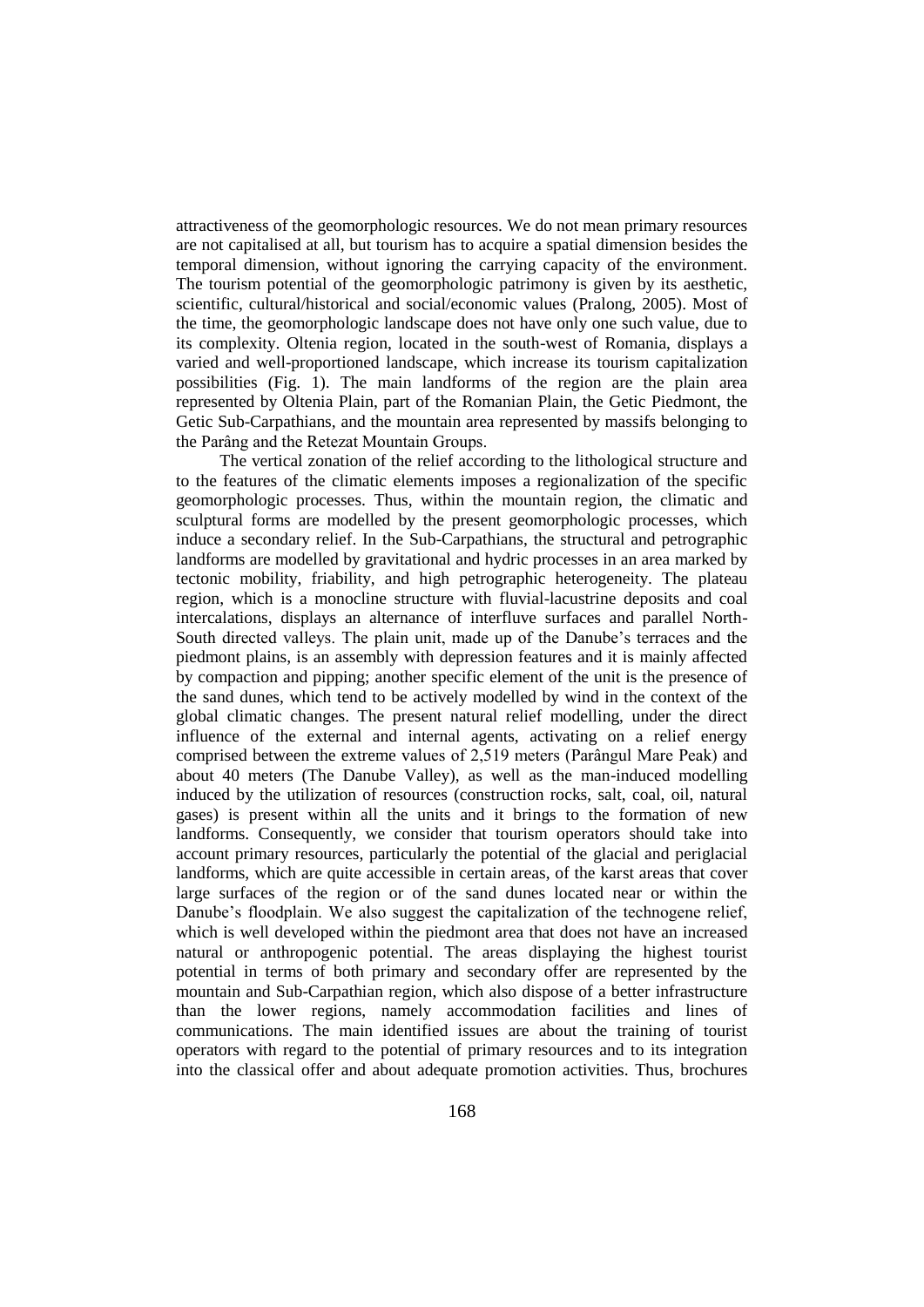attractiveness of the geomorphologic resources. We do not mean primary resources are not capitalised at all, but tourism has to acquire a spatial dimension besides the temporal dimension, without ignoring the carrying capacity of the environment. The tourism potential of the geomorphologic patrimony is given by its aesthetic, scientific, cultural/historical and social/economic values (Pralong, 2005). Most of the time, the geomorphologic landscape does not have only one such value, due to its complexity. Oltenia region, located in the south-west of Romania, displays a varied and well-proportioned landscape, which increase its tourism capitalization possibilities (Fig. 1). The main landforms of the region are the plain area represented by Oltenia Plain, part of the Romanian Plain, the Getic Piedmont, the Getic Sub-Carpathians, and the mountain area represented by massifs belonging to the Parâng and the Retezat Mountain Groups.

The vertical zonation of the relief according to the lithological structure and to the features of the climatic elements imposes a regionalization of the specific geomorphologic processes. Thus, within the mountain region, the climatic and sculptural forms are modelled by the present geomorphologic processes, which induce a secondary relief. In the Sub-Carpathians, the structural and petrographic landforms are modelled by gravitational and hydric processes in an area marked by tectonic mobility, friability, and high petrographic heterogeneity. The plateau region, which is a monocline structure with fluvial-lacustrine deposits and coal intercalations, displays an alternance of interfluve surfaces and parallel North-South directed valleys. The plain unit, made up of the Danube's terraces and the piedmont plains, is an assembly with depression features and it is mainly affected by compaction and pipping; another specific element of the unit is the presence of the sand dunes, which tend to be actively modelled by wind in the context of the global climatic changes. The present natural relief modelling, under the direct influence of the external and internal agents, activating on a relief energy comprised between the extreme values of 2,519 meters (Parângul Mare Peak) and about 40 meters (The Danube Valley), as well as the man-induced modelling induced by the utilization of resources (construction rocks, salt, coal, oil, natural gases) is present within all the units and it brings to the formation of new landforms. Consequently, we consider that tourism operators should take into account primary resources, particularly the potential of the glacial and periglacial landforms, which are quite accessible in certain areas, of the karst areas that cover large surfaces of the region or of the sand dunes located near or within the Danube's floodplain. We also suggest the capitalization of the technogene relief, which is well developed within the piedmont area that does not have an increased natural or anthropogenic potential. The areas displaying the highest tourist potential in terms of both primary and secondary offer are represented by the mountain and Sub-Carpathian region, which also dispose of a better infrastructure than the lower regions, namely accommodation facilities and lines of communications. The main identified issues are about the training of tourist operators with regard to the potential of primary resources and to its integration into the classical offer and about adequate promotion activities. Thus, brochures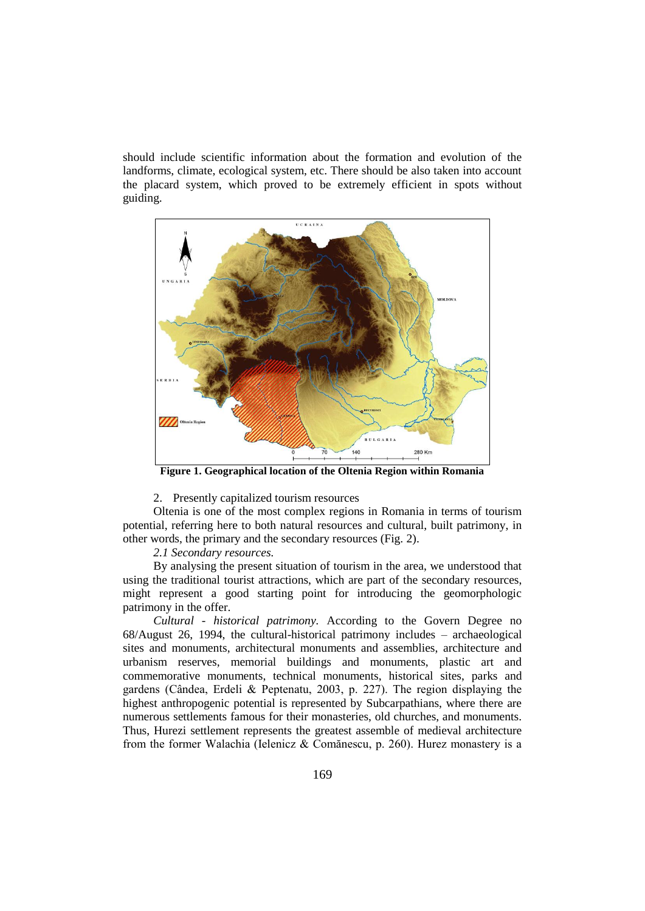should include scientific information about the formation and evolution of the landforms, climate, ecological system, etc. There should be also taken into account the placard system, which proved to be extremely efficient in spots without guiding.

**Figure 1. Geographical location of the Oltenia Region within Romania**

2. Presently capitalized tourism resources

Oltenia is one of the most complex regions in Romania in terms of tourism potential, referring here to both natural resources and cultural, built patrimony, in other words, the primary and the secondary resources (Fig. 2).

*2.1 Secondary resources.*

By analysing the present situation of tourism in the area, we understood that using the traditional tourist attractions, which are part of the secondary resources, might represent a good starting point for introducing the geomorphologic patrimony in the offer.

*Cultural - historical patrimony.* According to the Govern Degree no 68/August 26, 1994, the cultural-historical patrimony includes – archaeological sites and monuments, architectural monuments and assemblies, architecture and urbanism reserves, memorial buildings and monuments, plastic art and commemorative monuments, technical monuments, historical sites, parks and gardens (Cândea, Erdeli & Peptenatu, 2003, p. 227). The region displaying the highest anthropogenic potential is represented by Subcarpathians, where there are numerous settlements famous for their monasteries, old churches, and monuments. Thus, Hurezi settlement represents the greatest assemble of medieval architecture from the former Walachia (Ielenicz & Comănescu, p. 260). Hurez monastery is a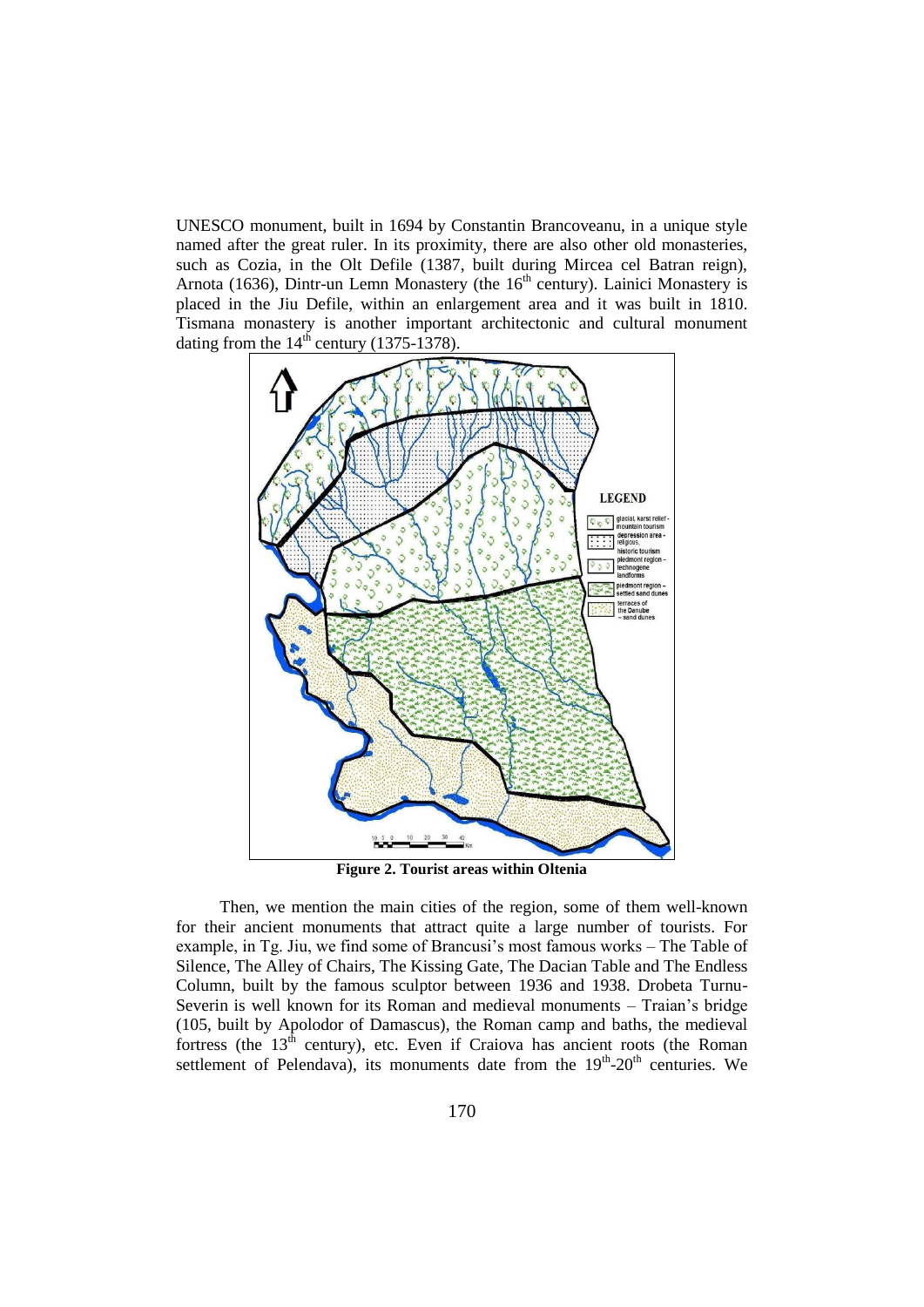UNESCO monument, built in 1694 by Constantin Brancoveanu, in a unique style named after the great ruler. In its proximity, there are also other old monasteries, such as Cozia, in the Olt Defile (1387, built during Mircea cel Batran reign), Arnota (1636), Dintr-un Lemn Monastery (the 16th century). Lainici Monastery is placed in the Jiu Defile, within an enlargement area and it was built in 1810. Tismana monastery is another important architectonic and cultural monument dating from the 14th century (1375-1378).

**Figure 2. Tourist areas within Oltenia**

Then, we mention the main cities of the region, some of them well-known for their ancient monuments that attract quite a large number of tourists. For example, in Tg. Jiu, we find some of Brancusi's most famous works – The Table of Silence, The Alley of Chairs, The Kissing Gate, The Dacian Table and The Endless Column, built by the famous sculptor between 1936 and 1938. Drobeta Turnu-Severin is well known for its Roman and medieval monuments – Traian's bridge (105, built by Apolodor of Damascus), the Roman camp and baths, the medieval fortress (the 13th century), etc. Even if Craiova has ancient roots (the Roman settlement of Pelendava), its monuments date from the 19th-20th centuries. We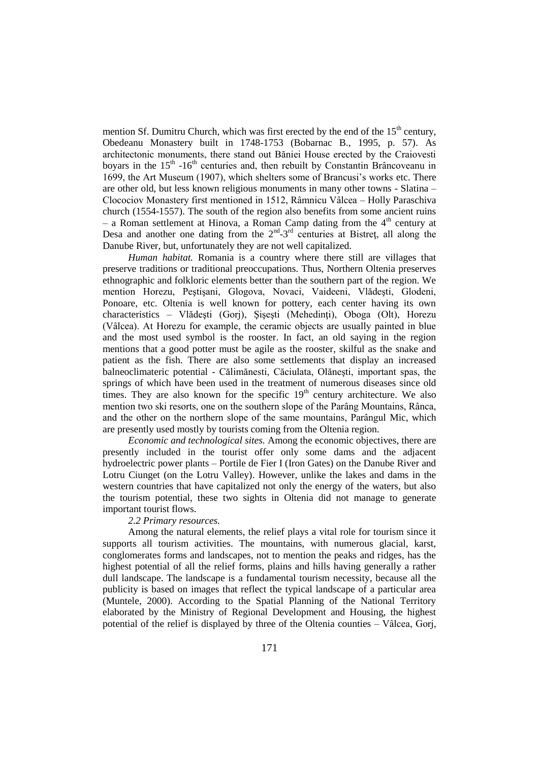mention Sf. Dumitru Church, which was first erected by the end of the $15^{th}$ century, Obedeanu Monastery built in 1748-1753 (Bobarnac B., 1995, p. 57). As architectonic monuments, there stand out Băniei House erected by the Craiovesti boyars in the $15^{th}$ -$16^{th}$ centuries and, then rebuilt by Constantin Brâncoveanu in 1699, the Art Museum (1907), which shelters some of Brancusi's works etc. There are other old, but less known religious monuments in many other towns - Slatina – Clocociov Monastery first mentioned in 1512, Râmnicu Vâlcea – Holly Paraschiva church (1554-1557). The south of the region also benefits from some ancient ruins – a Roman settlement at Hinova, a Roman Camp dating from the $4^{th}$ century at Desa and another one dating from the $2^{nd}$-$3^{rd}$ centuries at Bistreţ, all along the Danube River, but, unfortunately they are not well capitalized.

*Human habitat.* Romania is a country where there still are villages that preserve traditions or traditional preoccupations. Thus, Northern Oltenia preserves ethnographic and folkloric elements better than the southern part of the region. We mention Horezu, Peştişani, Glogova, Novaci, Vaideeni, Vlădeşti, Glodeni, Ponoare, etc. Oltenia is well known for pottery, each center having its own characteristics – Vlădeşti (Gorj), Şişeşti (Mehedinţi), Oboga (Olt), Horezu (Vâlcea). At Horezu for example, the ceramic objects are usually painted in blue and the most used symbol is the rooster. In fact, an old saying in the region mentions that a good potter must be agile as the rooster, skilful as the snake and patient as the fish. There are also some settlements that display an increased balneoclimateric potential - Călimănesti, Căciulata, Olăneşti, important spas, the springs of which have been used in the treatment of numerous diseases since old times. They are also known for the specific $19^{th}$ century architecture. We also mention two ski resorts, one on the southern slope of the Parâng Mountains, Rânca, and the other on the northern slope of the same mountains, Parângul Mic, which are presently used mostly by tourists coming from the Oltenia region.

*Economic and technological sites.* Among the economic objectives, there are presently included in the tourist offer only some dams and the adjacent hydroelectric power plants – Portile de Fier I (Iron Gates) on the Danube River and Lotru Ciunget (on the Lotru Valley). However, unlike the lakes and dams in the western countries that have capitalized not only the energy of the waters, but also the tourism potential, these two sights in Oltenia did not manage to generate important tourist flows.

*2.2 Primary resources.*

Among the natural elements, the relief plays a vital role for tourism since it supports all tourism activities. The mountains, with numerous glacial, karst, conglomerates forms and landscapes, not to mention the peaks and ridges, has the highest potential of all the relief forms, plains and hills having generally a rather dull landscape. The landscape is a fundamental tourism necessity, because all the publicity is based on images that reflect the typical landscape of a particular area (Muntele, 2000). According to the Spatial Planning of the National Territory elaborated by the Ministry of Regional Development and Housing, the highest potential of the relief is displayed by three of the Oltenia counties – Vâlcea, Gorj,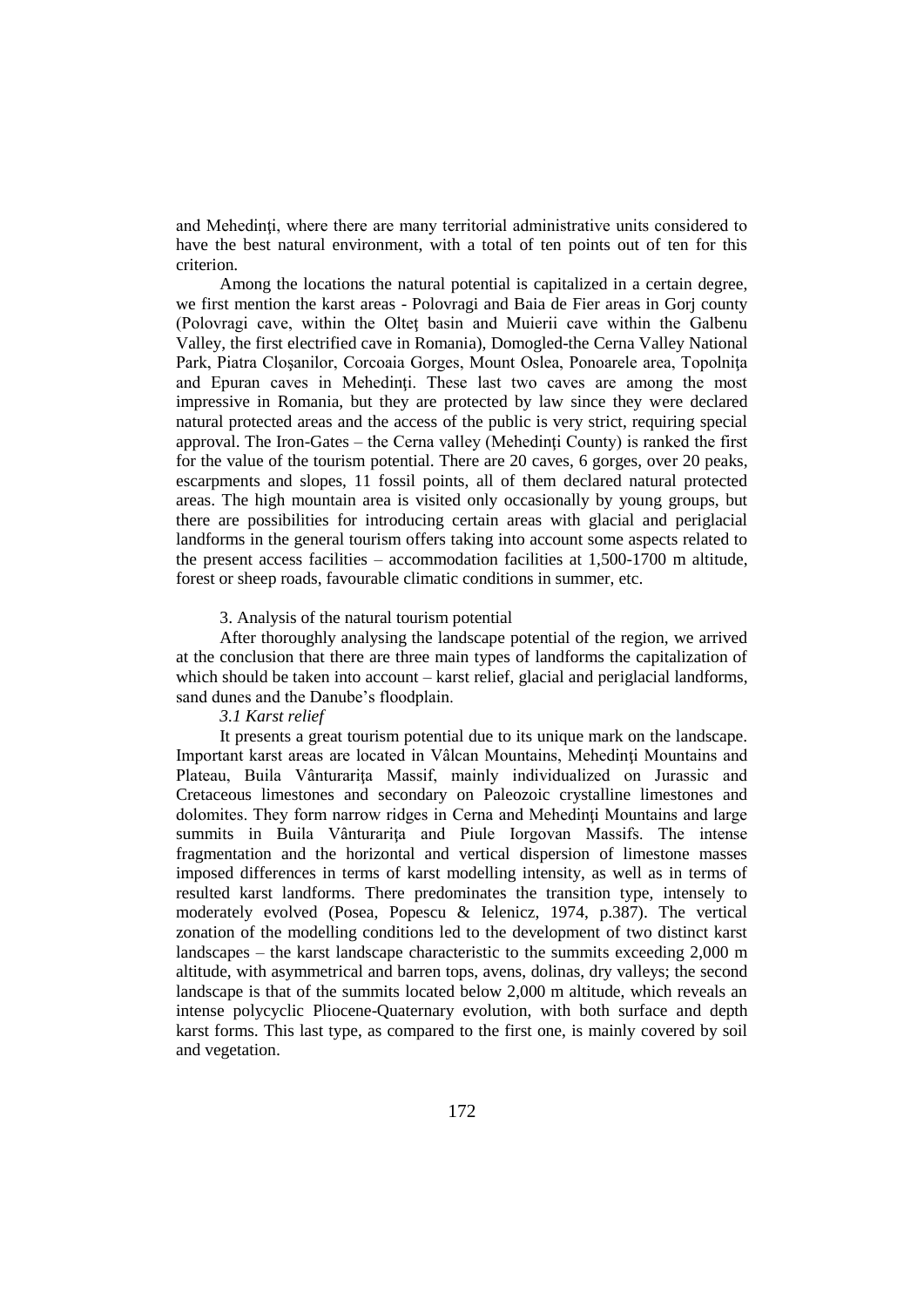and Mehedinţi, where there are many territorial administrative units considered to have the best natural environment, with a total of ten points out of ten for this criterion.

Among the locations the natural potential is capitalized in a certain degree, we first mention the karst areas - Polovragi and Baia de Fier areas in Gorj county (Polovragi cave, within the Olteţ basin and Muierii cave within the Galbenu Valley, the first electrified cave in Romania), Domogled-the Cerna Valley National Park, Piatra Cloşanilor, Corcoaia Gorges, Mount Oslea, Ponoarele area, Topolniţa and Epuran caves in Mehedinţi. These last two caves are among the most impressive in Romania, but they are protected by law since they were declared natural protected areas and the access of the public is very strict, requiring special approval. The Iron-Gates – the Cerna valley (Mehedinţi County) is ranked the first for the value of the tourism potential. There are 20 caves, 6 gorges, over 20 peaks, escarpments and slopes, 11 fossil points, all of them declared natural protected areas. The high mountain area is visited only occasionally by young groups, but there are possibilities for introducing certain areas with glacial and periglacial landforms in the general tourism offers taking into account some aspects related to the present access facilities – accommodation facilities at 1,500-1700 m altitude, forest or sheep roads, favourable climatic conditions in summer, etc.

## 3. Analysis of the natural tourism potential

After thoroughly analysing the landscape potential of the region, we arrived at the conclusion that there are three main types of landforms the capitalization of which should be taken into account – karst relief, glacial and periglacial landforms, sand dunes and the Danube's floodplain.

### *3.1 Karst relief*

It presents a great tourism potential due to its unique mark on the landscape. Important karst areas are located in Vâlcan Mountains, Mehedinţi Mountains and Plateau, Buila Vânturariţa Massif, mainly individualized on Jurassic and Cretaceous limestones and secondary on Paleozoic crystalline limestones and dolomites. They form narrow ridges in Cerna and Mehedinţi Mountains and large summits in Buila Vânturariţa and Piule Iorgovan Massifs. The intense fragmentation and the horizontal and vertical dispersion of limestone masses imposed differences in terms of karst modelling intensity, as well as in terms of resulted karst landforms. There predominates the transition type, intensely to moderately evolved (Posea, Popescu & Ielenicz, 1974, p.387). The vertical zonation of the modelling conditions led to the development of two distinct karst landscapes – the karst landscape characteristic to the summits exceeding 2,000 m altitude, with asymmetrical and barren tops, avens, dolinas, dry valleys; the second landscape is that of the summits located below 2,000 m altitude, which reveals an intense polycyclic Pliocene-Quaternary evolution, with both surface and depth karst forms. This last type, as compared to the first one, is mainly covered by soil and vegetation.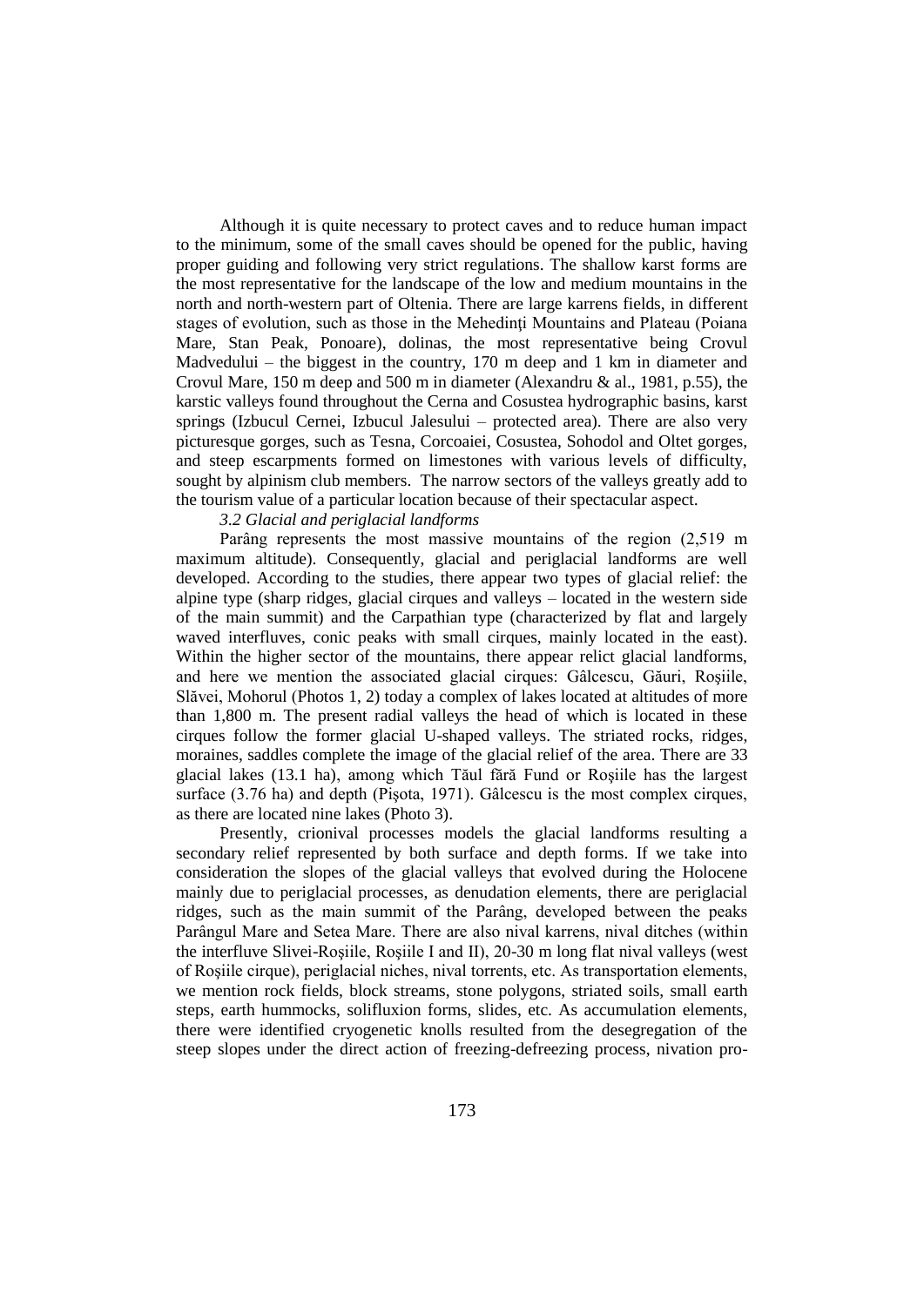Although it is quite necessary to protect caves and to reduce human impact to the minimum, some of the small caves should be opened for the public, having proper guiding and following very strict regulations. The shallow karst forms are the most representative for the landscape of the low and medium mountains in the north and north-western part of Oltenia. There are large karrens fields, in different stages of evolution, such as those in the Mehedinţi Mountains and Plateau (Poiana Mare, Stan Peak, Ponoare), dolinas, the most representative being Crovul Madvedului – the biggest in the country, 170 m deep and 1 km in diameter and Crovul Mare, 150 m deep and 500 m in diameter (Alexandru & al., 1981, p.55), the karstic valleys found throughout the Cerna and Cosustea hydrographic basins, karst springs (Izbucul Cernei, Izbucul Jalesului – protected area). There are also very picturesque gorges, such as Tesna, Corcoaiei, Cosustea, Sohodol and Oltet gorges, and steep escarpments formed on limestones with various levels of difficulty, sought by alpinism club members. The narrow sectors of the valleys greatly add to the tourism value of a particular location because of their spectacular aspect.

*3.2 Glacial and periglacial landforms*

Parâng represents the most massive mountains of the region (2,519 m maximum altitude). Consequently, glacial and periglacial landforms are well developed. According to the studies, there appear two types of glacial relief: the alpine type (sharp ridges, glacial cirques and valleys – located in the western side of the main summit) and the Carpathian type (characterized by flat and largely waved interfluves, conic peaks with small cirques, mainly located in the east). Within the higher sector of the mountains, there appear relict glacial landforms, and here we mention the associated glacial cirques: Gâlcescu, Găuri, Roşiile, Slăvei, Mohorul (Photos 1, 2) today a complex of lakes located at altitudes of more than 1,800 m. The present radial valleys the head of which is located in these cirques follow the former glacial U-shaped valleys. The striated rocks, ridges, moraines, saddles complete the image of the glacial relief of the area. There are 33 glacial lakes (13.1 ha), among which Tăul fără Fund or Roşiile has the largest surface (3.76 ha) and depth (Pişota, 1971). Gâlcescu is the most complex cirques, as there are located nine lakes (Photo 3).

Presently, crionival processes models the glacial landforms resulting a secondary relief represented by both surface and depth forms. If we take into consideration the slopes of the glacial valleys that evolved during the Holocene mainly due to periglacial processes, as denudation elements, there are periglacial ridges, such as the main summit of the Parâng, developed between the peaks Parângul Mare and Setea Mare. There are also nival karrens, nival ditches (within the interfluve Slivei-Roşiile, Roşiile I and II), 20-30 m long flat nival valleys (west of Roşiile cirque), periglacial niches, nival torrents, etc. As transportation elements, we mention rock fields, block streams, stone polygons, striated soils, small earth steps, earth hummocks, solifluxion forms, slides, etc. As accumulation elements, there were identified cryogenetic knolls resulted from the desegregation of the steep slopes under the direct action of freezing-defreezing process, nivation pro-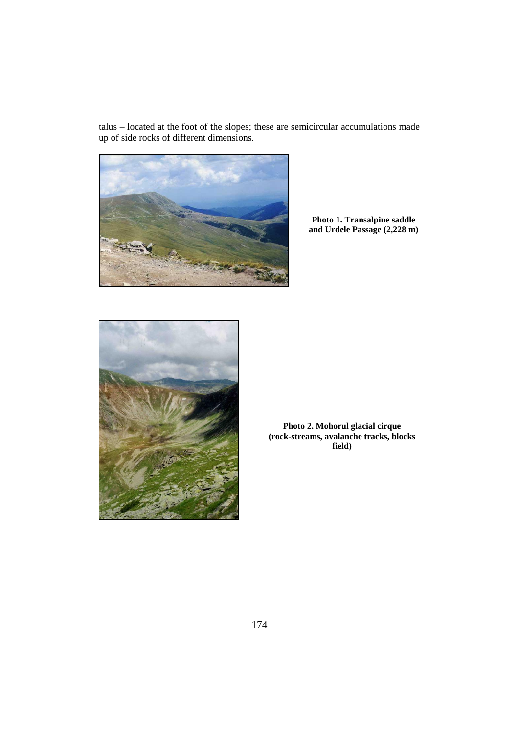talus – located at the foot of the slopes; these are semicircular accumulations made up of side rocks of different dimensions.

**Photo 1. Transalpine saddle and Urdele Passage (2,228 m)**

**Photo 2. Mohorul glacial cirque (rock-streams, avalanche tracks, blocks field)**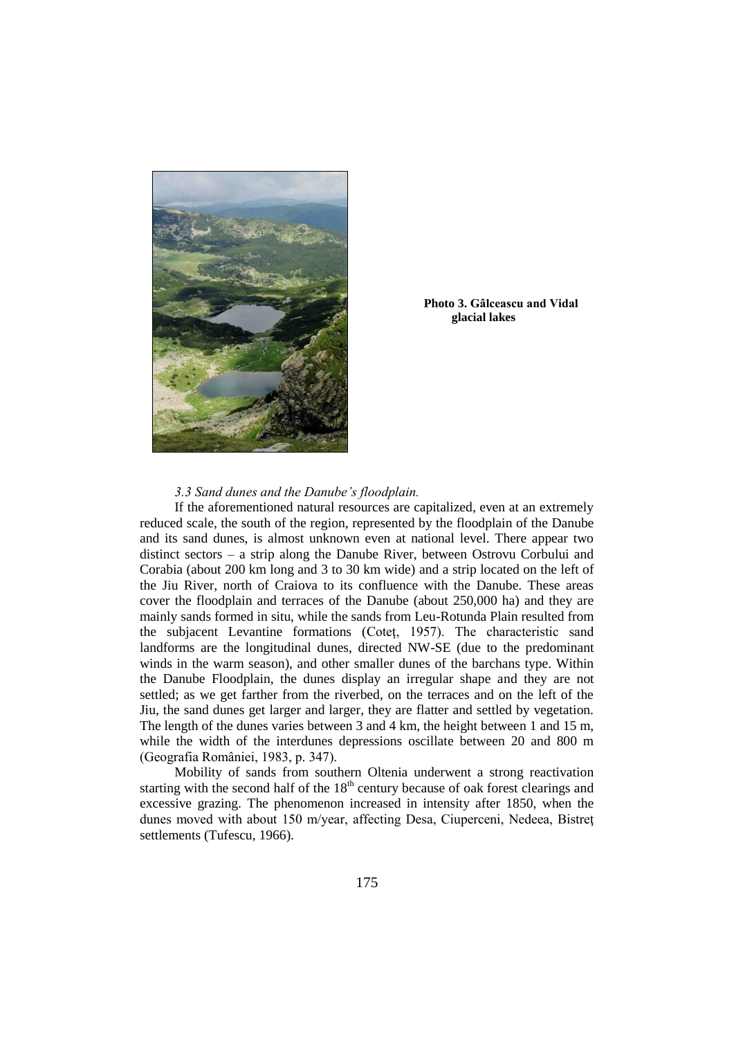**Photo 3. Gâlceascu and Vidal glacial lakes**

*3.3 Sand dunes and the Danube's floodplain.*

If the aforementioned natural resources are capitalized, even at an extremely reduced scale, the south of the region, represented by the floodplain of the Danube and its sand dunes, is almost unknown even at national level. There appear two distinct sectors – a strip along the Danube River, between Ostrovu Corbului and Corabia (about 200 km long and 3 to 30 km wide) and a strip located on the left of the Jiu River, north of Craiova to its confluence with the Danube. These areas cover the floodplain and terraces of the Danube (about 250,000 ha) and they are mainly sands formed in situ, while the sands from Leu-Rotunda Plain resulted from the subjacent Levantine formations (Coteţ, 1957). The characteristic sand landforms are the longitudinal dunes, directed NW-SE (due to the predominant winds in the warm season), and other smaller dunes of the barchans type. Within the Danube Floodplain, the dunes display an irregular shape and they are not settled; as we get farther from the riverbed, on the terraces and on the left of the Jiu, the sand dunes get larger and larger, they are flatter and settled by vegetation. The length of the dunes varies between 3 and 4 km, the height between 1 and 15 m, while the width of the interdunes depressions oscillate between 20 and 800 m (Geografia României, 1983, p. 347).

Mobility of sands from southern Oltenia underwent a strong reactivation starting with the second half of the 18th century because of oak forest clearings and excessive grazing. The phenomenon increased in intensity after 1850, when the dunes moved with about 150 m/year, affecting Desa, Ciuperceni, Nedeea, Bistreţ settlements (Tufescu, 1966).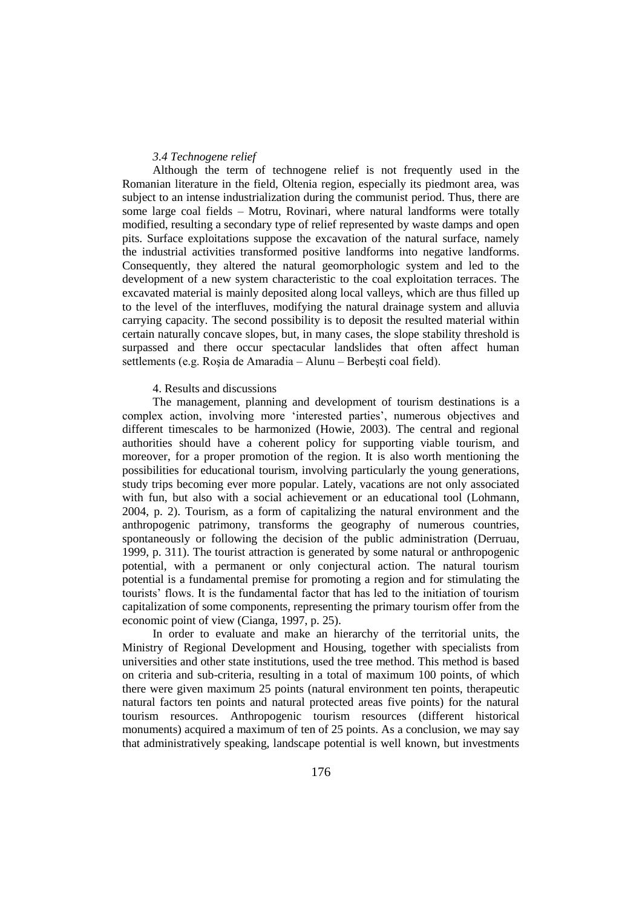### *3.4 Technogene relief*

Although the term of technogene relief is not frequently used in the Romanian literature in the field, Oltenia region, especially its piedmont area, was subject to an intense industrialization during the communist period. Thus, there are some large coal fields – Motru, Rovinari, where natural landforms were totally modified, resulting a secondary type of relief represented by waste damps and open pits. Surface exploitations suppose the excavation of the natural surface, namely the industrial activities transformed positive landforms into negative landforms. Consequently, they altered the natural geomorphologic system and led to the development of a new system characteristic to the coal exploitation terraces. The excavated material is mainly deposited along local valleys, which are thus filled up to the level of the interfluves, modifying the natural drainage system and alluvia carrying capacity. The second possibility is to deposit the resulted material within certain naturally concave slopes, but, in many cases, the slope stability threshold is surpassed and there occur spectacular landslides that often affect human settlements (e.g. Roşia de Amaradia – Alunu – Berbeşti coal field).

## 4. Results and discussions

The management, planning and development of tourism destinations is a complex action, involving more 'interested parties', numerous objectives and different timescales to be harmonized (Howie, 2003). The central and regional authorities should have a coherent policy for supporting viable tourism, and moreover, for a proper promotion of the region. It is also worth mentioning the possibilities for educational tourism, involving particularly the young generations, study trips becoming ever more popular. Lately, vacations are not only associated with fun, but also with a social achievement or an educational tool (Lohmann, 2004, p. 2). Tourism, as a form of capitalizing the natural environment and the anthropogenic patrimony, transforms the geography of numerous countries, spontaneously or following the decision of the public administration (Derruau, 1999, p. 311). The tourist attraction is generated by some natural or anthropogenic potential, with a permanent or only conjectural action. The natural tourism potential is a fundamental premise for promoting a region and for stimulating the tourists' flows. It is the fundamental factor that has led to the initiation of tourism capitalization of some components, representing the primary tourism offer from the economic point of view (Cianga, 1997, p. 25).

In order to evaluate and make an hierarchy of the territorial units, the Ministry of Regional Development and Housing, together with specialists from universities and other state institutions, used the tree method. This method is based on criteria and sub-criteria, resulting in a total of maximum 100 points, of which there were given maximum 25 points (natural environment ten points, therapeutic natural factors ten points and natural protected areas five points) for the natural tourism resources. Anthropogenic tourism resources (different historical monuments) acquired a maximum of ten of 25 points. As a conclusion, we may say that administratively speaking, landscape potential is well known, but investments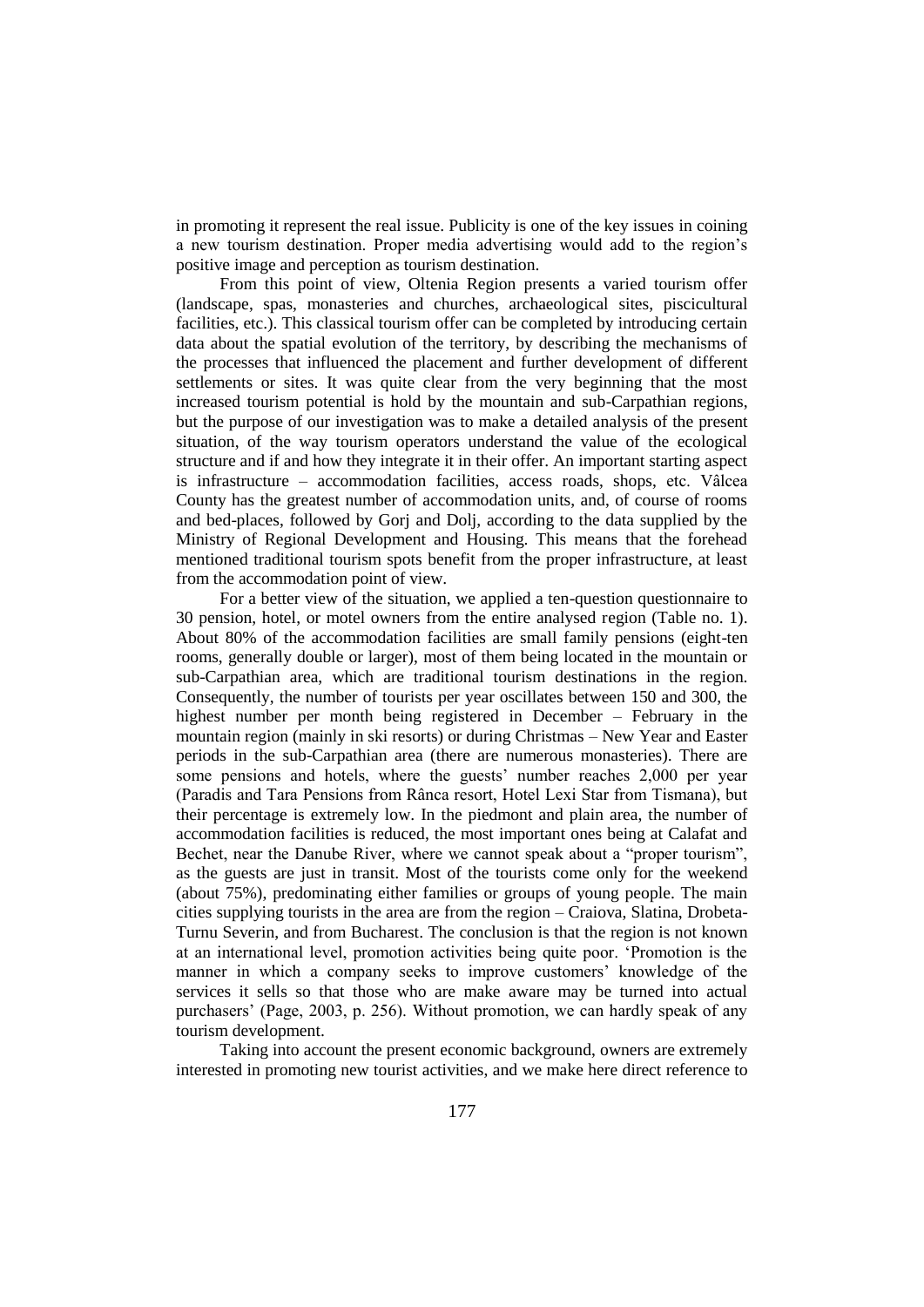in promoting it represent the real issue. Publicity is one of the key issues in coining a new tourism destination. Proper media advertising would add to the region's positive image and perception as tourism destination.

From this point of view, Oltenia Region presents a varied tourism offer (landscape, spas, monasteries and churches, archaeological sites, piscicultural facilities, etc.). This classical tourism offer can be completed by introducing certain data about the spatial evolution of the territory, by describing the mechanisms of the processes that influenced the placement and further development of different settlements or sites. It was quite clear from the very beginning that the most increased tourism potential is hold by the mountain and sub-Carpathian regions, but the purpose of our investigation was to make a detailed analysis of the present situation, of the way tourism operators understand the value of the ecological structure and if and how they integrate it in their offer. An important starting aspect is infrastructure – accommodation facilities, access roads, shops, etc. Vâlcea County has the greatest number of accommodation units, and, of course of rooms and bed-places, followed by Gorj and Dolj, according to the data supplied by the Ministry of Regional Development and Housing. This means that the forehead mentioned traditional tourism spots benefit from the proper infrastructure, at least from the accommodation point of view.

For a better view of the situation, we applied a ten-question questionnaire to 30 pension, hotel, or motel owners from the entire analysed region (Table no. 1). About 80% of the accommodation facilities are small family pensions (eight-ten rooms, generally double or larger), most of them being located in the mountain or sub-Carpathian area, which are traditional tourism destinations in the region. Consequently, the number of tourists per year oscillates between 150 and 300, the highest number per month being registered in December – February in the mountain region (mainly in ski resorts) or during Christmas – New Year and Easter periods in the sub-Carpathian area (there are numerous monasteries). There are some pensions and hotels, where the guests' number reaches 2,000 per year (Paradis and Tara Pensions from Rânca resort, Hotel Lexi Star from Tismana), but their percentage is extremely low. In the piedmont and plain area, the number of accommodation facilities is reduced, the most important ones being at Calafat and Bechet, near the Danube River, where we cannot speak about a "proper tourism", as the guests are just in transit. Most of the tourists come only for the weekend (about 75%), predominating either families or groups of young people. The main cities supplying tourists in the area are from the region – Craiova, Slatina, Drobeta-Turnu Severin, and from Bucharest. The conclusion is that the region is not known at an international level, promotion activities being quite poor. 'Promotion is the manner in which a company seeks to improve customers' knowledge of the services it sells so that those who are make aware may be turned into actual purchasers' (Page, 2003, p. 256). Without promotion, we can hardly speak of any tourism development.

Taking into account the present economic background, owners are extremely interested in promoting new tourist activities, and we make here direct reference to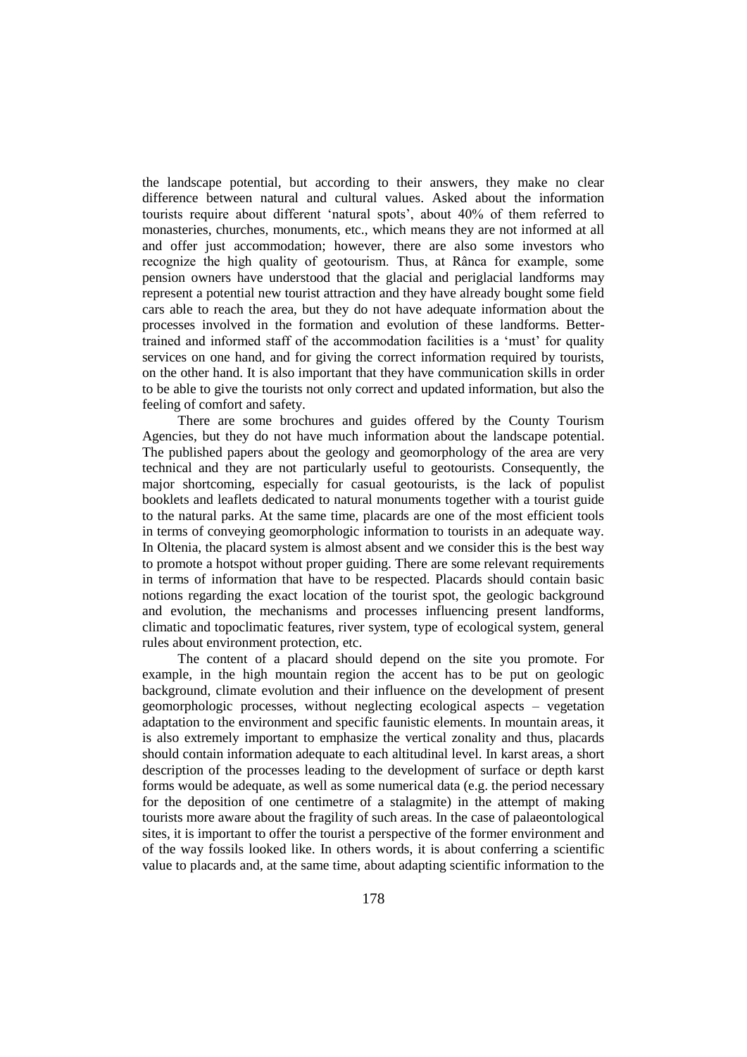the landscape potential, but according to their answers, they make no clear difference between natural and cultural values. Asked about the information tourists require about different 'natural spots', about 40% of them referred to monasteries, churches, monuments, etc., which means they are not informed at all and offer just accommodation; however, there are also some investors who recognize the high quality of geotourism. Thus, at Rânca for example, some pension owners have understood that the glacial and periglacial landforms may represent a potential new tourist attraction and they have already bought some field cars able to reach the area, but they do not have adequate information about the processes involved in the formation and evolution of these landforms. Better-trained and informed staff of the accommodation facilities is a 'must' for quality services on one hand, and for giving the correct information required by tourists, on the other hand. It is also important that they have communication skills in order to be able to give the tourists not only correct and updated information, but also the feeling of comfort and safety.

There are some brochures and guides offered by the County Tourism Agencies, but they do not have much information about the landscape potential. The published papers about the geology and geomorphology of the area are very technical and they are not particularly useful to geotourists. Consequently, the major shortcoming, especially for casual geotourists, is the lack of populist booklets and leaflets dedicated to natural monuments together with a tourist guide to the natural parks. At the same time, placards are one of the most efficient tools in terms of conveying geomorphologic information to tourists in an adequate way. In Oltenia, the placard system is almost absent and we consider this is the best way to promote a hotspot without proper guiding. There are some relevant requirements in terms of information that have to be respected. Placards should contain basic notions regarding the exact location of the tourist spot, the geologic background and evolution, the mechanisms and processes influencing present landforms, climatic and topoclimatic features, river system, type of ecological system, general rules about environment protection, etc.

The content of a placard should depend on the site you promote. For example, in the high mountain region the accent has to be put on geologic background, climate evolution and their influence on the development of present geomorphologic processes, without neglecting ecological aspects – vegetation adaptation to the environment and specific faunistic elements. In mountain areas, it is also extremely important to emphasize the vertical zonality and thus, placards should contain information adequate to each altitudinal level. In karst areas, a short description of the processes leading to the development of surface or depth karst forms would be adequate, as well as some numerical data (e.g. the period necessary for the deposition of one centimetre of a stalagmite) in the attempt of making tourists more aware about the fragility of such areas. In the case of palaeontological sites, it is important to offer the tourist a perspective of the former environment and of the way fossils looked like. In others words, it is about conferring a scientific value to placards and, at the same time, about adapting scientific information to the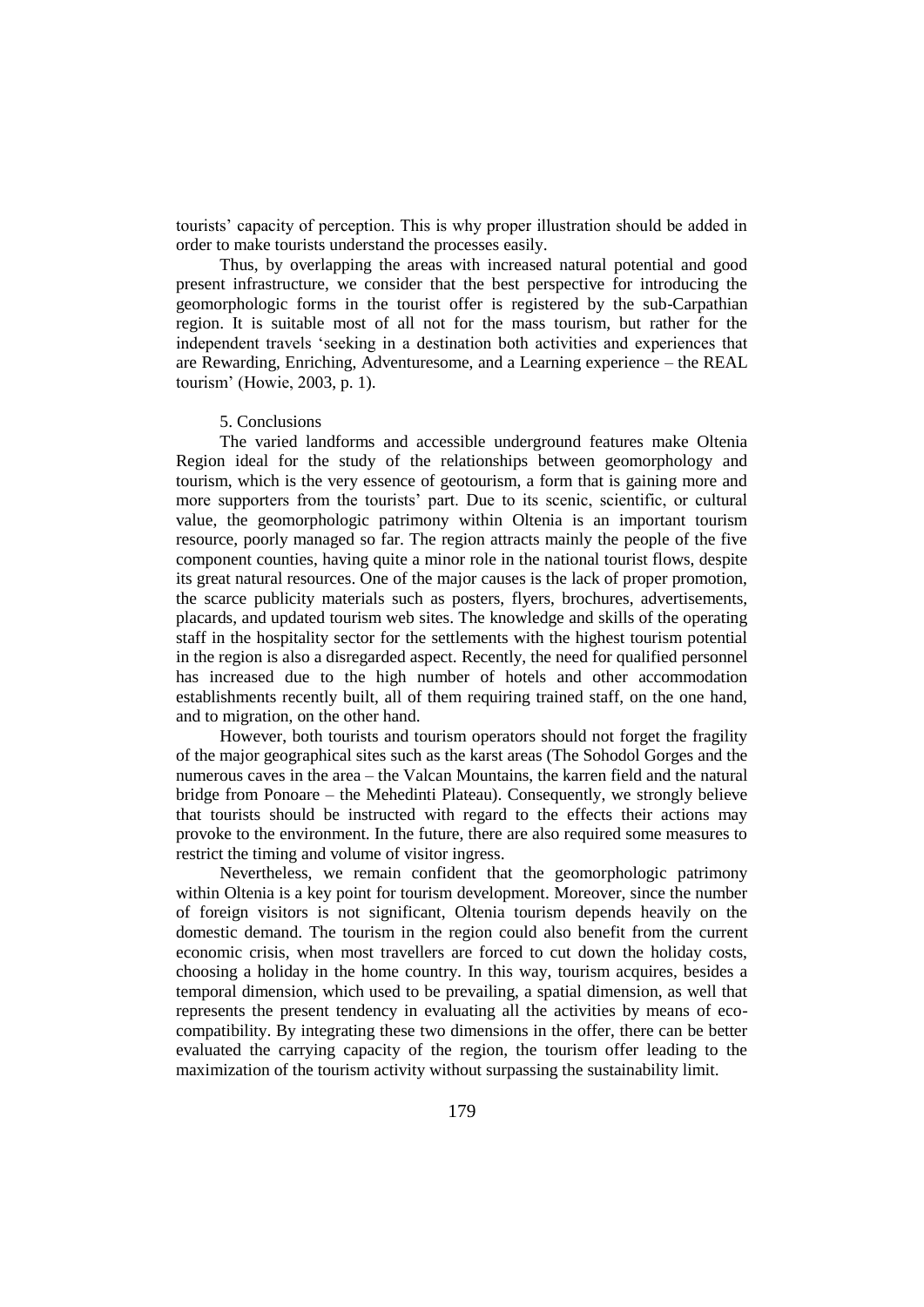tourists' capacity of perception. This is why proper illustration should be added in order to make tourists understand the processes easily.

Thus, by overlapping the areas with increased natural potential and good present infrastructure, we consider that the best perspective for introducing the geomorphologic forms in the tourist offer is registered by the sub-Carpathian region. It is suitable most of all not for the mass tourism, but rather for the independent travels 'seeking in a destination both activities and experiences that are Rewarding, Enriching, Adventuresome, and a Learning experience – the REAL tourism' (Howie, 2003, p. 1).

## 5. Conclusions

The varied landforms and accessible underground features make Oltenia Region ideal for the study of the relationships between geomorphology and tourism, which is the very essence of geotourism, a form that is gaining more and more supporters from the tourists' part. Due to its scenic, scientific, or cultural value, the geomorphologic patrimony within Oltenia is an important tourism resource, poorly managed so far. The region attracts mainly the people of the five component counties, having quite a minor role in the national tourist flows, despite its great natural resources. One of the major causes is the lack of proper promotion, the scarce publicity materials such as posters, flyers, brochures, advertisements, placards, and updated tourism web sites. The knowledge and skills of the operating staff in the hospitality sector for the settlements with the highest tourism potential in the region is also a disregarded aspect. Recently, the need for qualified personnel has increased due to the high number of hotels and other accommodation establishments recently built, all of them requiring trained staff, on the one hand, and to migration, on the other hand.

However, both tourists and tourism operators should not forget the fragility of the major geographical sites such as the karst areas (The Sohodol Gorges and the numerous caves in the area – the Valcan Mountains, the karren field and the natural bridge from Ponoare – the Mehedinti Plateau). Consequently, we strongly believe that tourists should be instructed with regard to the effects their actions may provoke to the environment. In the future, there are also required some measures to restrict the timing and volume of visitor ingress.

Nevertheless, we remain confident that the geomorphologic patrimony within Oltenia is a key point for tourism development. Moreover, since the number of foreign visitors is not significant, Oltenia tourism depends heavily on the domestic demand. The tourism in the region could also benefit from the current economic crisis, when most travellers are forced to cut down the holiday costs, choosing a holiday in the home country. In this way, tourism acquires, besides a temporal dimension, which used to be prevailing, a spatial dimension, as well that represents the present tendency in evaluating all the activities by means of eco-compatibility. By integrating these two dimensions in the offer, there can be better evaluated the carrying capacity of the region, the tourism offer leading to the maximization of the tourism activity without surpassing the sustainability limit.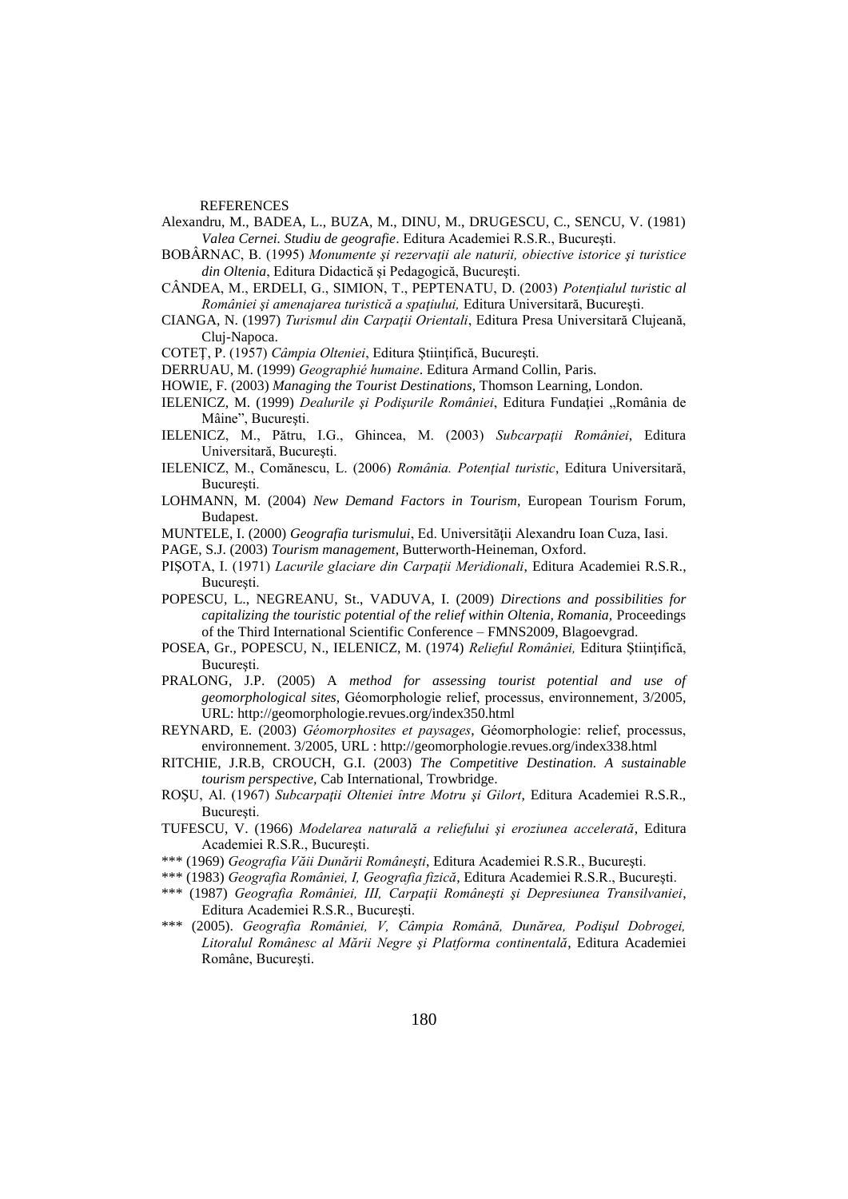REFERENCES

Alexandru, M., BADEA, L., BUZA, M., DINU, M., DRUGESCU, C., SENCU, V. (1981) *Valea Cernei. Studiu de geografie*. Editura Academiei R.S.R., Bucureşti.

BOBÂRNAC, B. (1995) *Monumente şi rezervaţii ale naturii, obiective istorice şi turistice din Oltenia*, Editura Didactică şi Pedagogică, Bucureşti.

CÂNDEA, M., ERDELI, G., SIMION, T., PEPTENATU, D. (2003) *Potenţialul turistic al României şi amenajarea turistică a spaţiului,* Editura Universitară, Bucureşti.

CIANGA, N. (1997) *Turismul din Carpaţii Orientali*, Editura Presa Universitară Clujeană, Cluj-Napoca.

COTEŢ, P. (1957) *Câmpia Olteniei*, Editura Ştiinţifică, Bucureşti.

DERRUAU, M. (1999) *Geographié humaine*. Editura Armand Collin, Paris.

HOWIE, F. (2003) *Managing the Tourist Destinations*, Thomson Learning, London.

IELENICZ, M. (1999) *Dealurile şi Podişurile României*, Editura Fundaţiei „România de Mâine", Bucureşti.

IELENICZ, M., Pătru, I.G., Ghincea, M. (2003) *Subcarpaţii României*, Editura Universitară, Bucureşti.

IELENICZ, M., Comănescu, L. (2006) *România. Potenţial turistic*, Editura Universitară, Bucureşti.

LOHMANN, M. (2004) *New Demand Factors in Tourism*, European Tourism Forum, Budapest.

MUNTELE, I. (2000) *Geografia turismului*, Ed. Universităţii Alexandru Ioan Cuza, Iasi.

PAGE, S.J. (2003) *Tourism management*, Butterworth-Heineman, Oxford.

PIŞOTA, I. (1971) *Lacurile glaciare din Carpaţii Meridionali*, Editura Academiei R.S.R., Bucureşti.

POPESCU, L., NEGREANU, St., VADUVA, I. (2009) *Directions and possibilities for capitalizing the touristic potential of the relief within Oltenia, Romania,* Proceedings of the Third International Scientific Conference – FMNS2009, Blagoevgrad.

POSEA, Gr., POPESCU, N., IELENICZ, M. (1974) *Relieful României,* Editura Ştiinţifică, Bucureşti.

PRALONG, J.P. (2005) A *method for assessing tourist potential and use of geomorphological sites*, Géomorphologie relief, processus, environnement, 3/2005, URL: http://geomorphologie.revues.org/index350.html

REYNARD, E. (2003) *Géomorphosites et paysages*, Géomorphologie: relief, processus, environnement. 3/2005, URL : http://geomorphologie.revues.org/index338.html

RITCHIE, J.R.B, CROUCH, G.I. (2003) *The Competitive Destination. A sustainable tourism perspective*, Cab International, Trowbridge.

ROŞU, Al. (1967) *Subcarpaţii Olteniei între Motru şi Gilort*, Editura Academiei R.S.R., Bucureşti.

TUFESCU, V. (1966) *Modelarea naturală a reliefului şi eroziunea accelerată*, Editura Academiei R.S.R., Bucureşti.

*** (1969) *Geografia Văii Dunării Româneşti*, Editura Academiei R.S.R., Bucureşti.

*** (1983) *Geografia României, I, Geografia fizică*, Editura Academiei R.S.R., Bucureşti.

*** (1987) *Geografia României, III, Carpaţii Româneşti şi Depresiunea Transilvaniei*, Editura Academiei R.S.R., Bucureşti.

*** (2005). *Geografia României, V, Câmpia Română, Dunărea, Podişul Dobrogei, Litoralul Românesc al Mării Negre şi Platforma continentală*, Editura Academiei Române, Bucureşti.